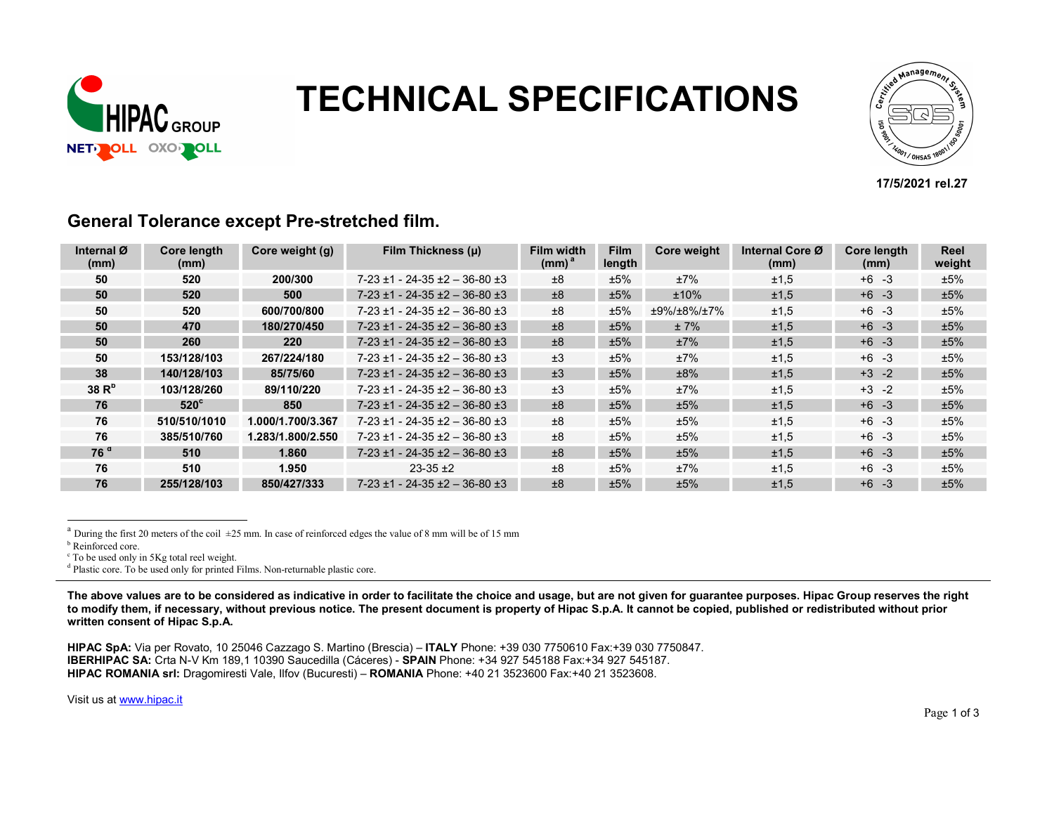# TECHNICAL SPECIFICATIONS

**17/5/2021 rel.27**

## General Tolerance except Pre-stretched film.

| Internal Ø (mm) | Core length (mm) | Core weight (g) | Film Thickness (µ) | Film width (mm)[a] | Film length | Core weight | Internal Core Ø (mm) | Core length (mm) | Reel weight |
|---|---|---|---|---|---|---|---|---|---|
| **50** | **520** | **200/300** | 7-23 ±1 - 24-35 ±2 – 36-80 ±3 | ±8 | ±5% | ±7% | ±1,5 | +6 -3 | ±5% |
| **50** | **520** | **500** | 7-23 ±1 - 24-35 ±2 – 36-80 ±3 | ±8 | ±5% | ±10% | ±1,5 | +6 -3 | ±5% |
| **50** | **520** | **600/700/800** | 7-23 ±1 - 24-35 ±2 – 36-80 ±3 | ±8 | ±5% | ±9%/±8%/±7% | ±1,5 | +6 -3 | ±5% |
| **50** | **470** | **180/270/450** | 7-23 ±1 - 24-35 ±2 – 36-80 ±3 | ±8 | ±5% | ± 7% | ±1,5 | +6 -3 | ±5% |
| **50** | **260** | **220** | 7-23 ±1 - 24-35 ±2 – 36-80 ±3 | ±8 | ±5% | ±7% | ±1,5 | +6 -3 | ±5% |
| **50** | **153/128/103** | **267/224/180** | 7-23 ±1 - 24-35 ±2 – 36-80 ±3 | ±3 | ±5% | ±7% | ±1,5 | +6 -3 | ±5% |
| **38** | **140/128/103** | **85/75/60** | 7-23 ±1 - 24-35 ±2 – 36-80 ±3 | ±3 | ±5% | ±8% | ±1,5 | +3 -2 | ±5% |
| **38 R**[b] | **103/128/260** | **89/110/220** | 7-23 ±1 - 24-35 ±2 – 36-80 ±3 | ±3 | ±5% | ±7% | ±1,5 | +3 -2 | ±5% |
| **76** | **520**[c] | **850** | 7-23 ±1 - 24-35 ±2 – 36-80 ±3 | ±8 | ±5% | ±5% | ±1,5 | +6 -3 | ±5% |
| **76** | **510/510/1010** | **1.000/1.700/3.367** | 7-23 ±1 - 24-35 ±2 – 36-80 ±3 | ±8 | ±5% | ±5% | ±1,5 | +6 -3 | ±5% |
| **76** | **385/510/760** | **1.283/1.800/2.550** | 7-23 ±1 - 24-35 ±2 – 36-80 ±3 | ±8 | ±5% | ±5% | ±1,5 | +6 -3 | ±5% |
| **76**[d] | **510** | **1.860** | 7-23 ±1 - 24-35 ±2 – 36-80 ±3 | ±8 | ±5% | ±5% | ±1,5 | +6 -3 | ±5% |
| **76** | **510** | **1.950** | 23-35 ±2 | ±8 | ±5% | ±7% | ±1,5 | +6 -3 | ±5% |
| **76** | **255/128/103** | **850/427/333** | 7-23 ±1 - 24-35 ±2 – 36-80 ±3 | ±8 | ±5% | ±5% | ±1,5 | +6 -3 | ±5% |

[a] During the first 20 meters of the coil ±25 mm. In case of reinforced edges the value of 8 mm will be of 15 mm

[b] Reinforced core.

[c] To be used only in 5Kg total reel weight.

[d] Plastic core. To be used only for printed Films. Non-returnable plastic core.

**The above values are to be considered as indicative in order to facilitate the choice and usage, but are not given for guarantee purposes. Hipac Group reserves the right to modify them, if necessary, without previous notice. The present document is property of Hipac S.p.A. It cannot be copied, published or redistributed without prior written consent of Hipac S.p.A.**

**HIPAC SpA:** Via per Rovato, 10 25046 Cazzago S. Martino (Brescia) – **ITALY** Phone: +39 030 7750610 Fax:+39 030 7750847.
**IBERHIPAC SA:** Crta N-V Km 189,1 10390 Saucedilla (Cáceres) - **SPAIN** Phone: +34 927 545188 Fax:+34 927 545187.
**HIPAC ROMANIA srl:** Dragomiresti Vale, Ilfov (Bucuresti) – **ROMANIA** Phone: +40 21 3523600 Fax:+40 21 3523608.

Visit us at www.hipac.it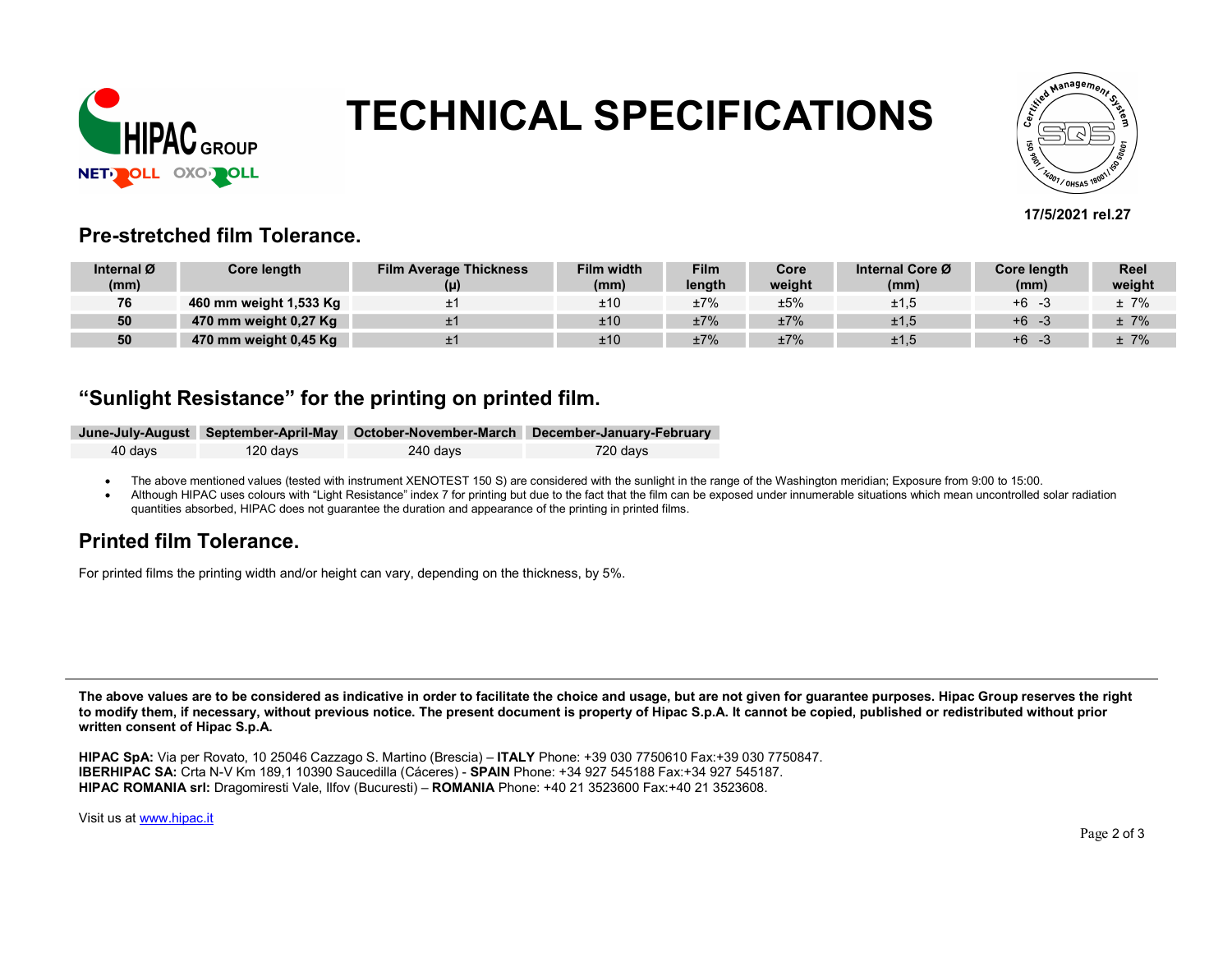# TECHNICAL SPECIFICATIONS

17/5/2021 rel.27

## Pre-stretched film Tolerance.

| Internal Ø (mm) | Core length | Film Average Thickness (μ) | Film width (mm) | Film length | Core weight | Internal Core Ø (mm) | Core length (mm) | Reel weight |
|---|---|---|---|---|---|---|---|---|
| **76** | **460 mm weight 1,533 Kg** | ±1 | ±10 | ±7% | ±5% | ±1,5 | +6 -3 | ± 7% |
| **50** | **470 mm weight 0,27 Kg** | ±1 | ±10 | ±7% | ±7% | ±1,5 | +6 -3 | ± 7% |
| **50** | **470 mm weight 0,45 Kg** | ±1 | ±10 | ±7% | ±7% | ±1,5 | +6 -3 | ± 7% |

## "Sunlight Resistance" for the printing on printed film.

| June-July-August | September-April-May | October-November-March | December-January-February |
|---|---|---|---|
| 40 days | 120 days | 240 days | 720 days |

- The above mentioned values (tested with instrument XENOTEST 150 S) are considered with the sunlight in the range of the Washington meridian; Exposure from 9:00 to 15:00.
- Although HIPAC uses colours with "Light Resistance" index 7 for printing but due to the fact that the film can be exposed under innumerable situations which mean uncontrolled solar radiation quantities absorbed, HIPAC does not guarantee the duration and appearance of the printing in printed films.

## Printed film Tolerance.

For printed films the printing width and/or height can vary, depending on the thickness, by 5%.

**The above values are to be considered as indicative in order to facilitate the choice and usage, but are not given for guarantee purposes. Hipac Group reserves the right to modify them, if necessary, without previous notice. The present document is property of Hipac S.p.A. It cannot be copied, published or redistributed without prior written consent of Hipac S.p.A.**

**HIPAC SpA:** Via per Rovato, 10 25046 Cazzago S. Martino (Brescia) – **ITALY** Phone: +39 030 7750610 Fax:+39 030 7750847.
**IBERHIPAC SA:** Crta N-V Km 189,1 10390 Saucedilla (Cáceres) - **SPAIN** Phone: +34 927 545188 Fax:+34 927 545187.
**HIPAC ROMANIA srl:** Dragomiresti Vale, Ilfov (Bucuresti) – **ROMANIA** Phone: +40 21 3523600 Fax:+40 21 3523608.

Visit us at [www.hipac.it](http://www.hipac.it)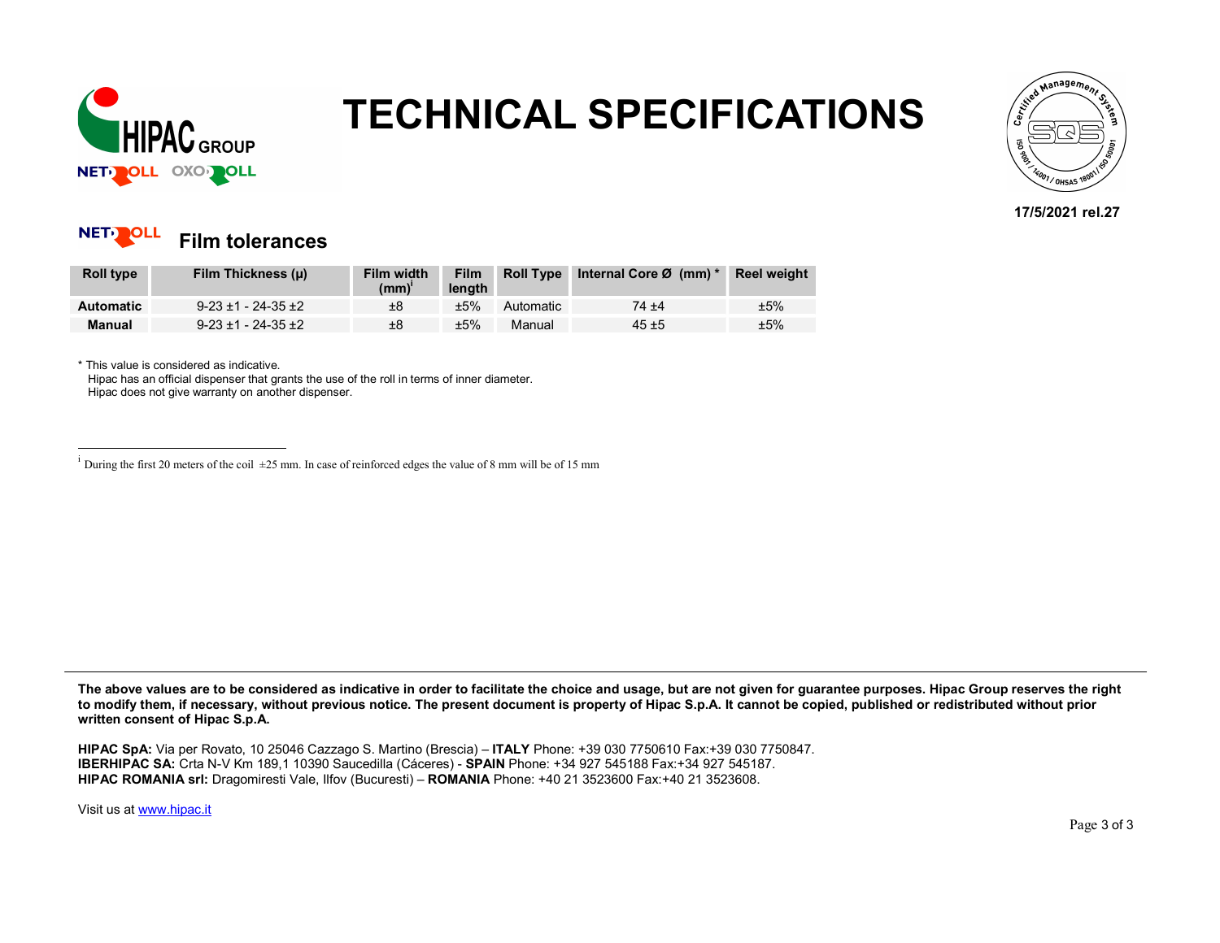# TECHNICAL SPECIFICATIONS

17/5/2021 rel.27

## NET ROLL Film tolerances

| Roll type | Film Thickness (μ) | Film width (mm)[i] | Film length | Roll Type | Internal Core Ø (mm) * | Reel weight |
|---|---|---|---|---|---|---|
| **Automatic** | 9-23 ±1 - 24-35 ±2 | ±8 | ±5% | Automatic | 74 ±4 | ±5% |
| **Manual** | 9-23 ±1 - 24-35 ±2 | ±8 | ±5% | Manual | 45 ±5 | ±5% |

\* This value is considered as indicative.
Hipac has an official dispenser that grants the use of the roll in terms of inner diameter.
Hipac does not give warranty on another dispenser.

[i] During the first 20 meters of the coil ±25 mm. In case of reinforced edges the value of 8 mm will be of 15 mm

**The above values are to be considered as indicative in order to facilitate the choice and usage, but are not given for guarantee purposes. Hipac Group reserves the right to modify them, if necessary, without previous notice. The present document is property of Hipac S.p.A. It cannot be copied, published or redistributed without prior written consent of Hipac S.p.A.**

**HIPAC SpA:** Via per Rovato, 10 25046 Cazzago S. Martino (Brescia) – **ITALY** Phone: +39 030 7750610 Fax:+39 030 7750847.
**IBERHIPAC SA:** Crta N-V Km 189,1 10390 Saucedilla (Cáceres) - **SPAIN** Phone: +34 927 545188 Fax:+34 927 545187.
**HIPAC ROMANIA srl:** Dragomiresti Vale, Ilfov (Bucuresti) – **ROMANIA** Phone: +40 21 3523600 Fax:+40 21 3523608.

Visit us at www.hipac.it